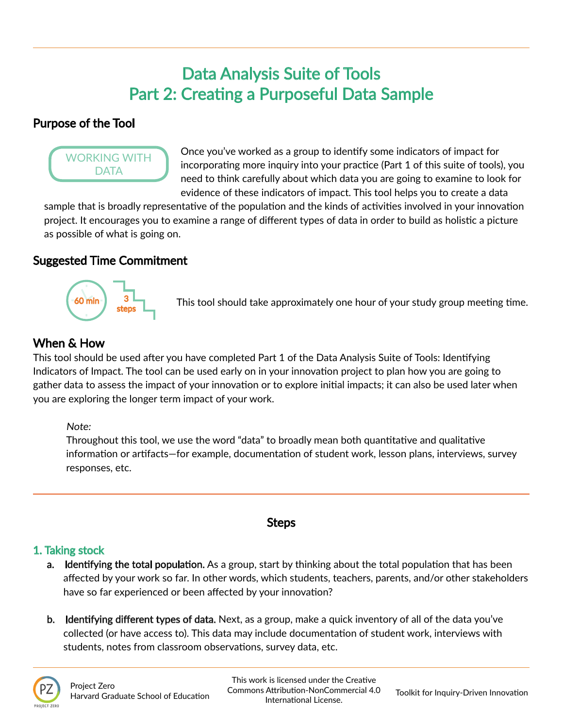# Data Analysis Suite of Tools
# Part 2: Creating a Purposeful Data Sample

## Purpose of the Tool

WORKING WITH DATA

Once you've worked as a group to identify some indicators of impact for incorporating more inquiry into your practice (Part 1 of this suite of tools), you need to think carefully about which data you are going to examine to look for evidence of these indicators of impact. This tool helps you to create a data sample that is broadly representative of the population and the kinds of activities involved in your innovation project. It encourages you to examine a range of different types of data in order to build as holistic a picture as possible of what is going on.

## Suggested Time Commitment

60 min · 3 steps

This tool should take approximately one hour of your study group meeting time.

## When & How

This tool should be used after you have completed Part 1 of the Data Analysis Suite of Tools: Identifying Indicators of Impact. The tool can be used early on in your innovation project to plan how you are going to gather data to assess the impact of your innovation or to explore initial impacts; it can also be used later when you are exploring the longer term impact of your work.

> *Note:*
> Throughout this tool, we use the word "data" to broadly mean both quantitative and qualitative information or artifacts—for example, documentation of student work, lesson plans, interviews, survey responses, etc.

---

## Steps

### 1. Taking stock

a. **Identifying the total population.** As a group, start by thinking about the total population that has been affected by your work so far. In other words, which students, teachers, parents, and/or other stakeholders have so far experienced or been affected by your innovation?

b. **Identifying different types of data.** Next, as a group, make a quick inventory of all of the data you've collected (or have access to). This data may include documentation of student work, interviews with students, notes from classroom observations, survey data, etc.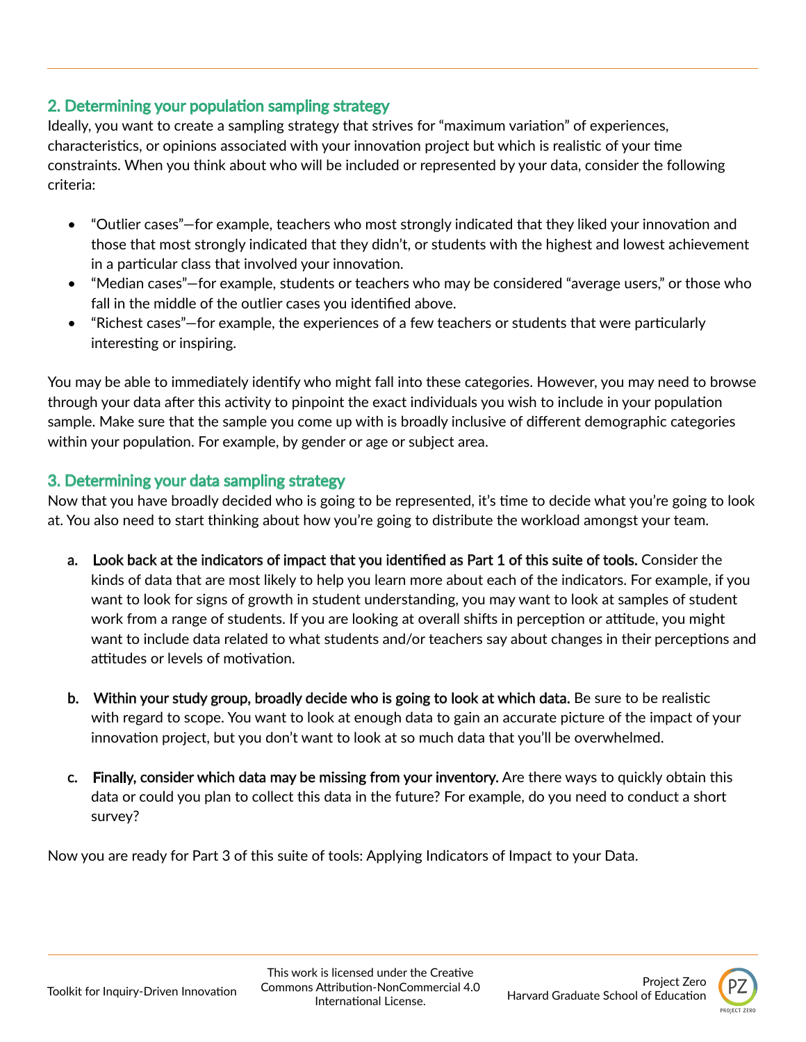## 2. Determining your population sampling strategy

Ideally, you want to create a sampling strategy that strives for "maximum variation" of experiences, characteristics, or opinions associated with your innovation project but which is realistic of your time constraints. When you think about who will be included or represented by your data, consider the following criteria:

- "Outlier cases"—for example, teachers who most strongly indicated that they liked your innovation and those that most strongly indicated that they didn't, or students with the highest and lowest achievement in a particular class that involved your innovation.
- "Median cases"—for example, students or teachers who may be considered "average users," or those who fall in the middle of the outlier cases you identified above.
- "Richest cases"—for example, the experiences of a few teachers or students that were particularly interesting or inspiring.

You may be able to immediately identify who might fall into these categories. However, you may need to browse through your data after this activity to pinpoint the exact individuals you wish to include in your population sample. Make sure that the sample you come up with is broadly inclusive of different demographic categories within your population. For example, by gender or age or subject area.

## 3. Determining your data sampling strategy

Now that you have broadly decided who is going to be represented, it's time to decide what you're going to look at. You also need to start thinking about how you're going to distribute the workload amongst your team.

a. **Look back at the indicators of impact that you identified as Part 1 of this suite of tools.** Consider the kinds of data that are most likely to help you learn more about each of the indicators. For example, if you want to look for signs of growth in student understanding, you may want to look at samples of student work from a range of students. If you are looking at overall shifts in perception or attitude, you might want to include data related to what students and/or teachers say about changes in their perceptions and attitudes or levels of motivation.

b. **Within your study group, broadly decide who is going to look at which data.** Be sure to be realistic with regard to scope. You want to look at enough data to gain an accurate picture of the impact of your innovation project, but you don't want to look at so much data that you'll be overwhelmed.

c. **Finally, consider which data may be missing from your inventory.** Are there ways to quickly obtain this data or could you plan to collect this data in the future? For example, do you need to conduct a short survey?

Now you are ready for Part 3 of this suite of tools: Applying Indicators of Impact to your Data.